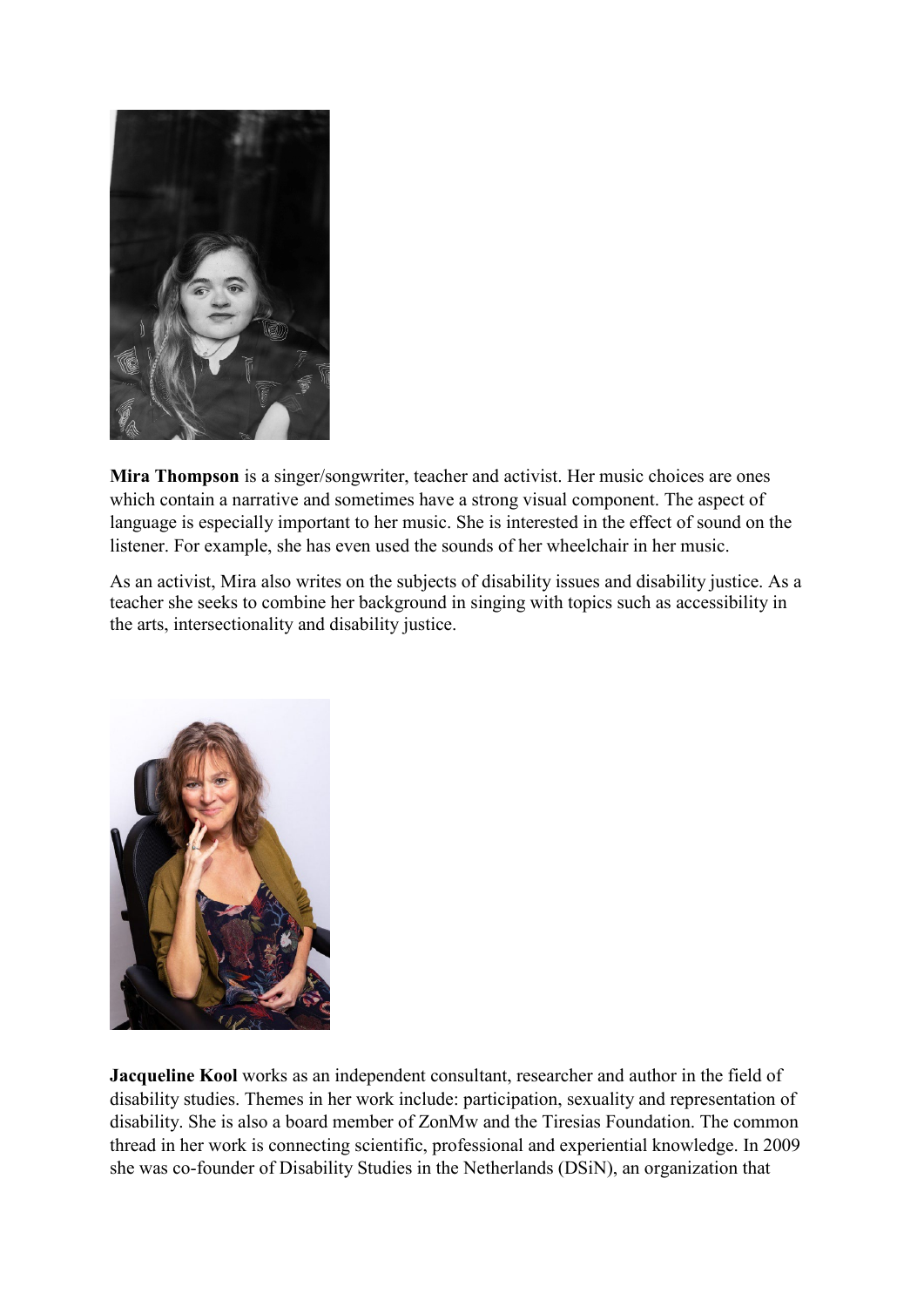**Mira Thompson** is a singer/songwriter, teacher and activist. Her music choices are ones which contain a narrative and sometimes have a strong visual component. The aspect of language is especially important to her music. She is interested in the effect of sound on the listener. For example, she has even used the sounds of her wheelchair in her music.

As an activist, Mira also writes on the subjects of disability issues and disability justice. As a teacher she seeks to combine her background in singing with topics such as accessibility in the arts, intersectionality and disability justice.

**Jacqueline Kool** works as an independent consultant, researcher and author in the field of disability studies. Themes in her work include: participation, sexuality and representation of disability. She is also a board member of ZonMw and the Tiresias Foundation. The common thread in her work is connecting scientific, professional and experiential knowledge. In 2009 she was co-founder of Disability Studies in the Netherlands (DSiN), an organization that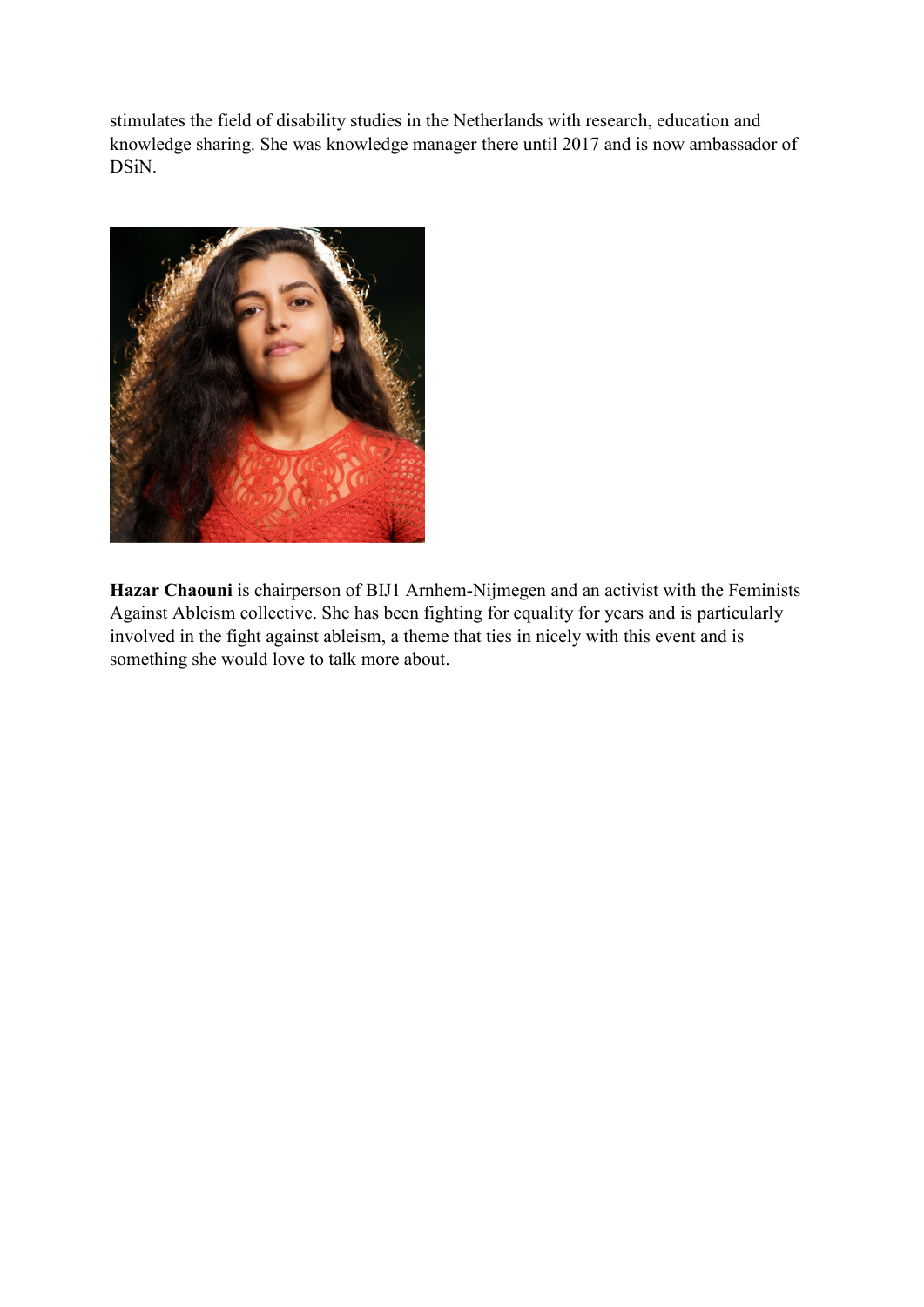stimulates the field of disability studies in the Netherlands with research, education and knowledge sharing. She was knowledge manager there until 2017 and is now ambassador of DSiN.

**Hazar Chaouni** is chairperson of BIJ1 Arnhem-Nijmegen and an activist with the Feminists Against Ableism collective. She has been fighting for equality for years and is particularly involved in the fight against ableism, a theme that ties in nicely with this event and is something she would love to talk more about.